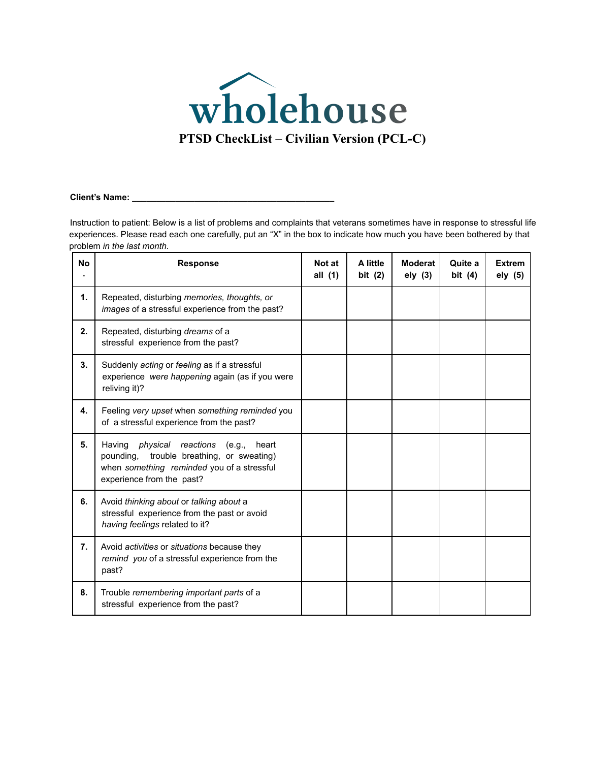# wholehouse

## PTSD CheckList – Civilian Version (PCL-C)

**Client's Name: ____________________________________________**

Instruction to patient: Below is a list of problems and complaints that veterans sometimes have in response to stressful life experiences. Please read each one carefully, put an "X" in the box to indicate how much you have been bothered by that problem *in the last month.*

| No. | Response | Not at all (1) | A little bit (2) | Moderately (3) | Quite a bit (4) | Extremely (5) |
|---|---|---|---|---|---|---|
| **1.** | Repeated, disturbing *memories, thoughts, or images* of a stressful experience from the past? | | | | | |
| **2.** | Repeated, disturbing *dreams* of a stressful experience from the past? | | | | | |
| **3.** | Suddenly *acting* or *feeling* as if a stressful experience *were happening* again (as if you were reliving it)? | | | | | |
| **4.** | Feeling *very upset* when *something reminded* you of a stressful experience from the past? | | | | | |
| **5.** | Having *physical reactions* (e.g., heart pounding, trouble breathing, or sweating) when *something reminded* you of a stressful experience from the past? | | | | | |
| **6.** | Avoid *thinking about* or *talking about* a stressful experience from the past or avoid *having feelings* related to it? | | | | | |
| **7.** | Avoid *activities* or *situations* because they *remind you* of a stressful experience from the past? | | | | | |
| **8.** | Trouble *remembering important parts* of a stressful experience from the past? | | | | | |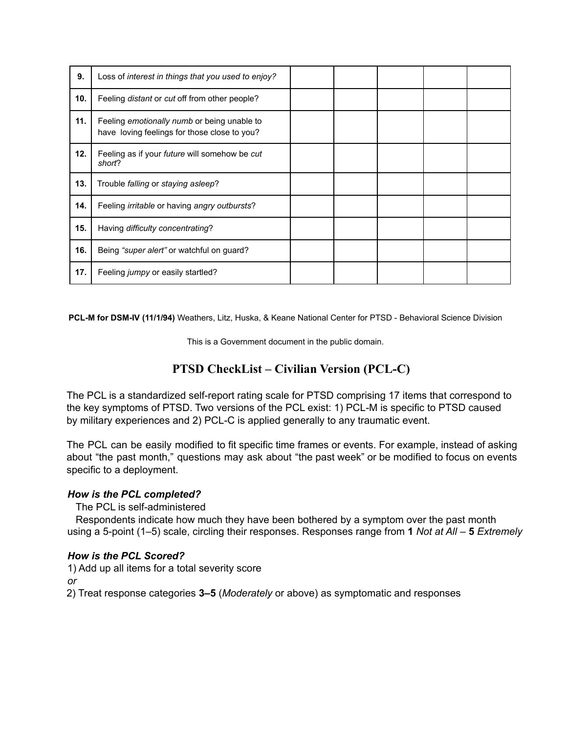| | | | | | | |
|---|---|---|---|---|---|---|
| **9.** | Loss of *interest in things that you used to enjoy?* | | | | | |
| **10.** | Feeling *distant* or *cut* off from other people? | | | | | |
| **11.** | Feeling *emotionally numb* or being unable to have loving feelings for those close to you? | | | | | |
| **12.** | Feeling as if your *future* will somehow be *cut short*? | | | | | |
| **13.** | Trouble *falling* or *staying asleep*? | | | | | |
| **14.** | Feeling *irritable* or having *angry outbursts*? | | | | | |
| **15.** | Having *difficulty concentrating*? | | | | | |
| **16.** | Being *"super alert"* or watchful on guard? | | | | | |
| **17.** | Feeling *jumpy* or easily startled? | | | | | |

**PCL-M for DSM-IV (11/1/94)** Weathers, Litz, Huska, & Keane National Center for PTSD - Behavioral Science Division

This is a Government document in the public domain.

# PTSD CheckList – Civilian Version (PCL-C)

The PCL is a standardized self-report rating scale for PTSD comprising 17 items that correspond to the key symptoms of PTSD. Two versions of the PCL exist: 1) PCL-M is specific to PTSD caused by military experiences and 2) PCL-C is applied generally to any traumatic event.

The PCL can be easily modified to fit specific time frames or events. For example, instead of asking about "the past month," questions may ask about "the past week" or be modified to focus on events specific to a deployment.

### *How is the PCL completed?*

The PCL is self-administered

Respondents indicate how much they have been bothered by a symptom over the past month using a 5-point (1–5) scale, circling their responses. Responses range from **1** *Not at All* – **5** *Extremely*

### *How is the PCL Scored?*

1) Add up all items for a total severity score

*or*

2) Treat response categories **3–5** (*Moderately* or above) as symptomatic and responses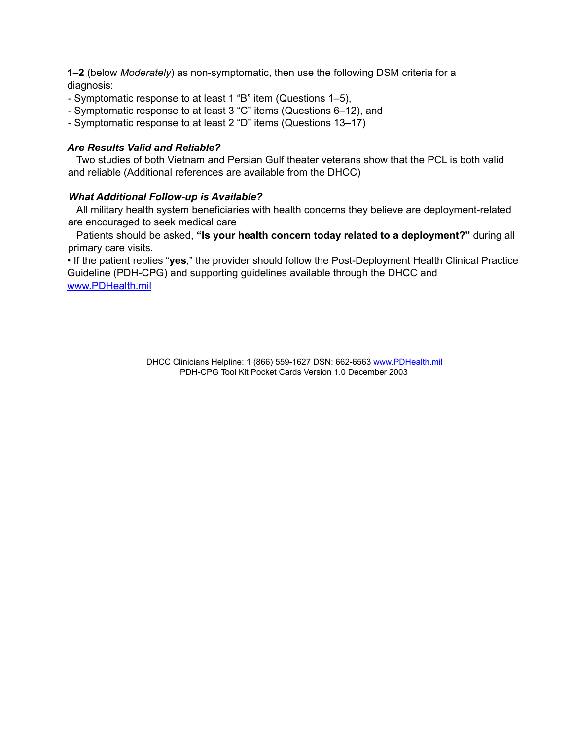**1–2** (below *Moderately*) as non-symptomatic, then use the following DSM criteria for a diagnosis:

- Symptomatic response to at least 1 “B” item (Questions 1–5),
- Symptomatic response to at least 3 “C” items (Questions 6–12), and
- Symptomatic response to at least 2 “D” items (Questions 13–17)

***Are Results Valid and Reliable?***

Two studies of both Vietnam and Persian Gulf theater veterans show that the PCL is both valid and reliable (Additional references are available from the DHCC)

***What Additional Follow-up is Available?***

All military health system beneficiaries with health concerns they believe are deployment-related are encouraged to seek medical care

Patients should be asked, **“Is your health concern today related to a deployment?”** during all primary care visits.

• If the patient replies “**yes**,” the provider should follow the Post-Deployment Health Clinical Practice Guideline (PDH-CPG) and supporting guidelines available through the DHCC and www.PDHealth.mil